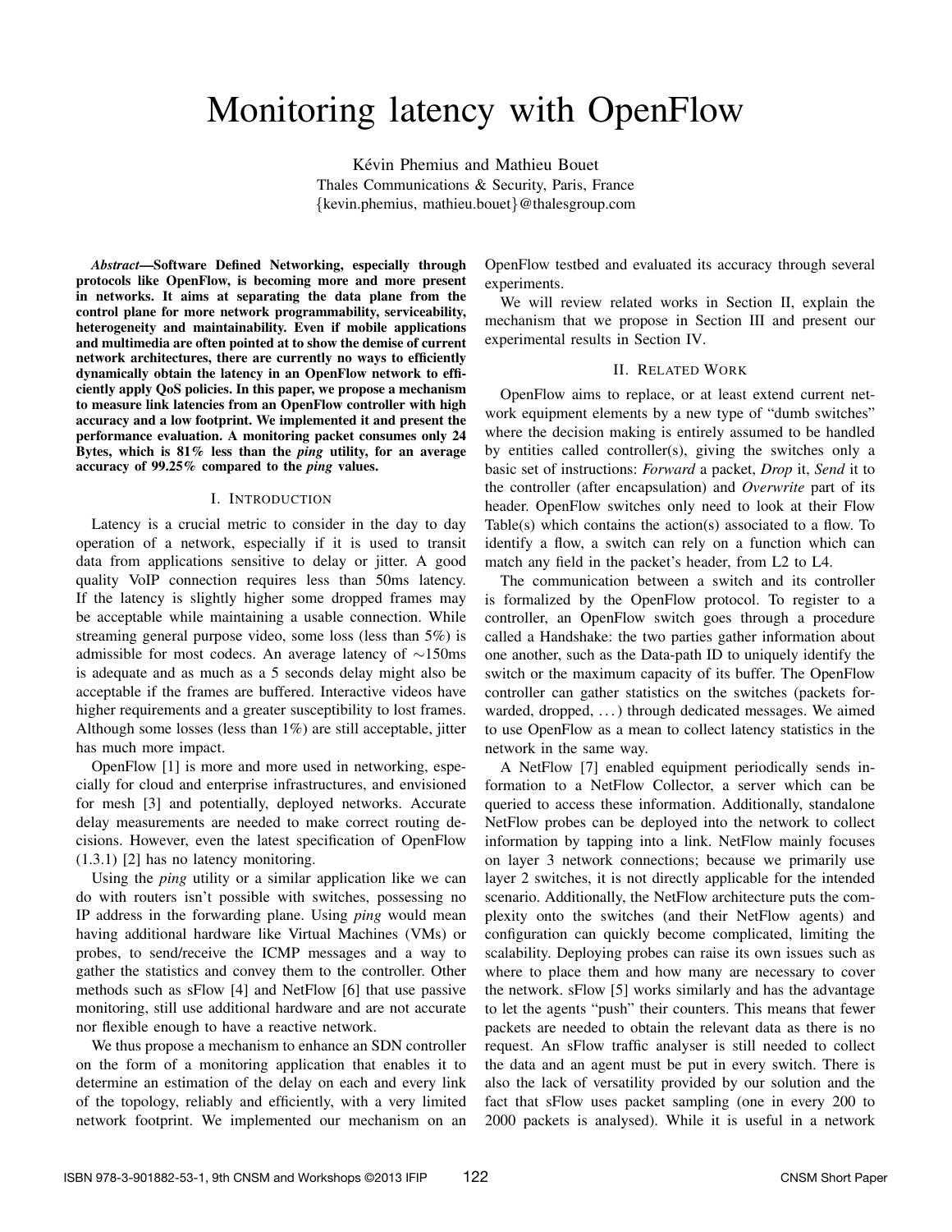# Monitoring latency with OpenFlow

Kévin Phemius and Mathieu Bouet
Thales Communications & Security, Paris, France
{kevin.phemius, mathieu.bouet}@thalesgroup.com

***Abstract*—Software Defined Networking, especially through protocols like OpenFlow, is becoming more and more present in networks. It aims at separating the data plane from the control plane for more network programmability, serviceability, heterogeneity and maintainability. Even if mobile applications and multimedia are often pointed at to show the demise of current network architectures, there are currently no ways to efficiently dynamically obtain the latency in an OpenFlow network to efficiently apply QoS policies. In this paper, we propose a mechanism to measure link latencies from an OpenFlow controller with high accuracy and a low footprint. We implemented it and present the performance evaluation. A monitoring packet consumes only 24 Bytes, which is 81% less than the *ping* utility, for an average accuracy of 99.25% compared to the *ping* values.**

## I. Introduction

Latency is a crucial metric to consider in the day to day operation of a network, especially if it is used to transit data from applications sensitive to delay or jitter. A good quality VoIP connection requires less than 50ms latency. If the latency is slightly higher some dropped frames may be acceptable while maintaining a usable connection. While streaming general purpose video, some loss (less than 5%) is admissible for most codecs. An average latency of $\sim$150ms is adequate and as much as a 5 seconds delay might also be acceptable if the frames are buffered. Interactive videos have higher requirements and a greater susceptibility to lost frames. Although some losses (less than 1%) are still acceptable, jitter has much more impact.

OpenFlow [1] is more and more used in networking, especially for cloud and enterprise infrastructures, and envisioned for mesh [3] and potentially, deployed networks. Accurate delay measurements are needed to make correct routing decisions. However, even the latest specification of OpenFlow (1.3.1) [2] has no latency monitoring.

Using the *ping* utility or a similar application like we can do with routers isn't possible with switches, possessing no IP address in the forwarding plane. Using *ping* would mean having additional hardware like Virtual Machines (VMs) or probes, to send/receive the ICMP messages and a way to gather the statistics and convey them to the controller. Other methods such as sFlow [4] and NetFlow [6] that use passive monitoring, still use additional hardware and are not accurate nor flexible enough to have a reactive network.

We thus propose a mechanism to enhance an SDN controller on the form of a monitoring application that enables it to determine an estimation of the delay on each and every link of the topology, reliably and efficiently, with a very limited network footprint. We implemented our mechanism on an OpenFlow testbed and evaluated its accuracy through several experiments.

We will review related works in Section II, explain the mechanism that we propose in Section III and present our experimental results in Section IV.

## II. Related Work

OpenFlow aims to replace, or at least extend current network equipment elements by a new type of "dumb switches" where the decision making is entirely assumed to be handled by entities called controller(s), giving the switches only a basic set of instructions: *Forward* a packet, *Drop* it, *Send* it to the controller (after encapsulation) and *Overwrite* part of its header. OpenFlow switches only need to look at their Flow Table(s) which contains the action(s) associated to a flow. To identify a flow, a switch can rely on a function which can match any field in the packet's header, from L2 to L4.

The communication between a switch and its controller is formalized by the OpenFlow protocol. To register to a controller, an OpenFlow switch goes through a procedure called a Handshake: the two parties gather information about one another, such as the Data-path ID to uniquely identify the switch or the maximum capacity of its buffer. The OpenFlow controller can gather statistics on the switches (packets forwarded, dropped, ...) through dedicated messages. We aimed to use OpenFlow as a mean to collect latency statistics in the network in the same way.

A NetFlow [7] enabled equipment periodically sends information to a NetFlow Collector, a server which can be queried to access these information. Additionally, standalone NetFlow probes can be deployed into the network to collect information by tapping into a link. NetFlow mainly focuses on layer 3 network connections; because we primarily use layer 2 switches, it is not directly applicable for the intended scenario. Additionally, the NetFlow architecture puts the complexity onto the switches (and their NetFlow agents) and configuration can quickly become complicated, limiting the scalability. Deploying probes can raise its own issues such as where to place them and how many are necessary to cover the network. sFlow [5] works similarly and has the advantage to let the agents "push" their counters. This means that fewer packets are needed to obtain the relevant data as there is no request. An sFlow traffic analyser is still needed to collect the data and an agent must be put in every switch. There is also the lack of versatility provided by our solution and the fact that sFlow uses packet sampling (one in every 200 to 2000 packets is analysed). While it is useful in a network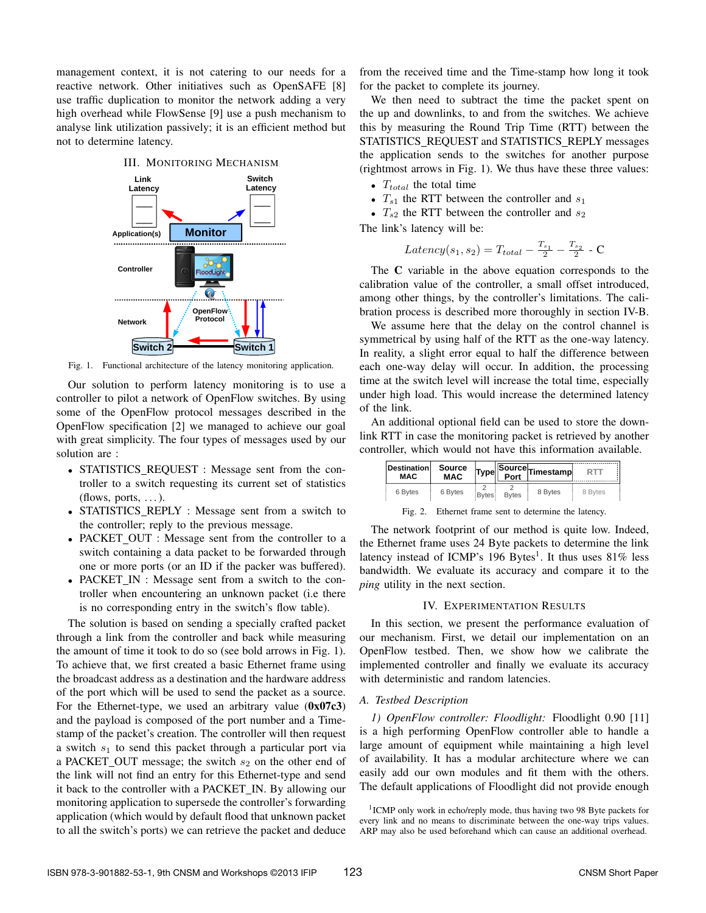management context, it is not catering to our needs for a reactive network. Other initiatives such as OpenSAFE [8] use traffic duplication to monitor the network adding a very high overhead while FlowSense [9] use a push mechanism to analyse link utilization passively; it is an efficient method but not to determine latency.

## III. Monitoring Mechanism

Fig. 1. Functional architecture of the latency monitoring application.

Our solution to perform latency monitoring is to use a controller to pilot a network of OpenFlow switches. By using some of the OpenFlow protocol messages described in the OpenFlow specification [2] we managed to achieve our goal with great simplicity. The four types of messages used by our solution are :

- STATISTICS_REQUEST : Message sent from the controller to a switch requesting its current set of statistics (flows, ports, ...).
- STATISTICS_REPLY : Message sent from a switch to the controller; reply to the previous message.
- PACKET_OUT : Message sent from the controller to a switch containing a data packet to be forwarded through one or more ports (or an ID if the packer was buffered).
- PACKET_IN : Message sent from a switch to the controller when encountering an unknown packet (i.e there is no corresponding entry in the switch's flow table).

The solution is based on sending a specially crafted packet through a link from the controller and back while measuring the amount of time it took to do so (see bold arrows in Fig. 1). To achieve that, we first created a basic Ethernet frame using the broadcast address as a destination and the hardware address of the port which will be used to send the packet as a source. For the Ethernet-type, we used an arbitrary value (**0x07c3**) and the payload is composed of the port number and a Timestamp of the packet's creation. The controller will then request a switch $s_1$ to send this packet through a particular port via a PACKET_OUT message; the switch $s_2$ on the other end of the link will not find an entry for this Ethernet-type and send it back to the controller with a PACKET_IN. By allowing our monitoring application to supersede the controller's forwarding application (which would by default flood that unknown packet to all the switch's ports) we can retrieve the packet and deduce from the received time and the Time-stamp how long it took for the packet to complete its journey.

We then need to subtract the time the packet spent on the up and downlinks, to and from the switches. We achieve this by measuring the Round Trip Time (RTT) between the STATISTICS_REQUEST and STATISTICS_REPLY messages the application sends to the switches for another purpose (rightmost arrows in Fig. 1). We thus have these three values:

- $T_{total}$ the total time
- $T_{s1}$ the RTT between the controller and $s_1$
- $T_{s2}$ the RTT between the controller and $s_2$

The link's latency will be:

$$Latency(s_1, s_2) = T_{total} - \frac{T_{s_1}}{2} - \frac{T_{s_2}}{2} - \text{C}$$

The **C** variable in the above equation corresponds to the calibration value of the controller, a small offset introduced, among other things, by the controller's limitations. The calibration process is described more thoroughly in section IV-B.

We assume here that the delay on the control channel is symmetrical by using half of the RTT as the one-way latency. In reality, a slight error equal to half the difference between each one-way delay will occur. In addition, the processing time at the switch level will increase the total time, especially under high load. This would increase the determined latency of the link.

An additional optional field can be used to store the downlink RTT in case the monitoring packet is retrieved by another controller, which would not have this information available.

| Destination MAC | Source MAC | Type | Source Port | Timestamp | RTT |
|---|---|---|---|---|---|
| 6 Bytes | 6 Bytes | 2 Bytes | 2 Bytes | 8 Bytes | 8 Bytes |

Fig. 2. Ethernet frame sent to determine the latency.

The network footprint of our method is quite low. Indeed, the Ethernet frame uses 24 Byte packets to determine the link latency instead of ICMP's 196 Bytes[1]. It thus uses 81% less bandwidth. We evaluate its accuracy and compare it to the *ping* utility in the next section.

## IV. Experimentation Results

In this section, we present the performance evaluation of our mechanism. First, we detail our implementation on an OpenFlow testbed. Then, we show how we calibrate the implemented controller and finally we evaluate its accuracy with deterministic and random latencies.

### A. Testbed Description

*1) OpenFlow controller: Floodlight:* Floodlight 0.90 [11] is a high performing OpenFlow controller able to handle a large amount of equipment while maintaining a high level of availability. It has a modular architecture where we can easily add our own modules and fit them with the others. The default applications of Floodlight did not provide enough

[1] ICMP only work in echo/reply mode, thus having two 98 Byte packets for every link and no means to discriminate between the one-way trips values. ARP may also be used beforehand which can cause an additional overhead.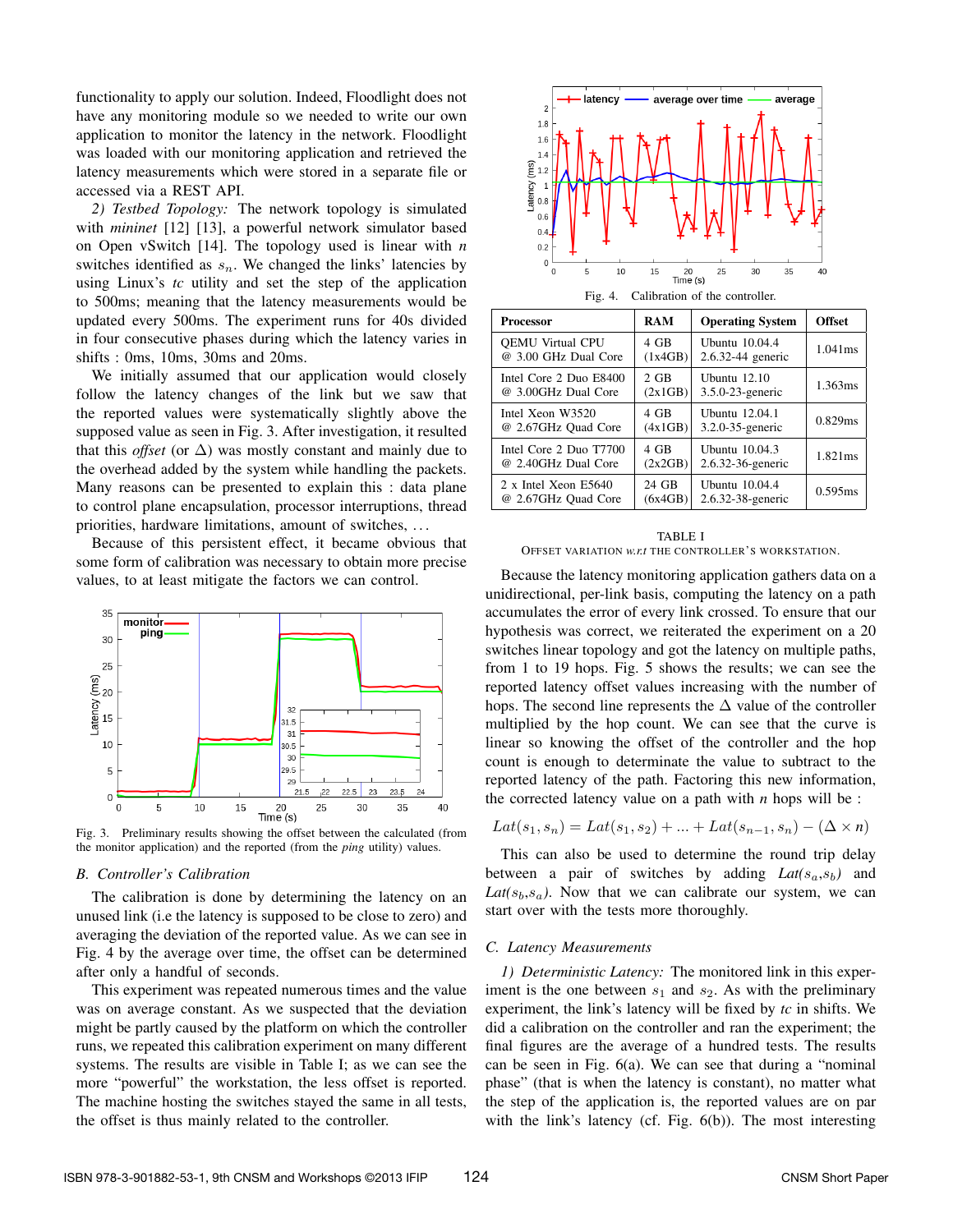functionality to apply our solution. Indeed, Floodlight does not have any monitoring module so we needed to write our own application to monitor the latency in the network. Floodlight was loaded with our monitoring application and retrieved the latency measurements which were stored in a separate file or accessed via a REST API.

*2) Testbed Topology:* The network topology is simulated with *mininet* [12] [13], a powerful network simulator based on Open vSwitch [14]. The topology used is linear with $n$ switches identified as $s_n$. We changed the links' latencies by using Linux's *tc* utility and set the step of the application to 500ms; meaning that the latency measurements would be updated every 500ms. The experiment runs for 40s divided in four consecutive phases during which the latency varies in shifts : 0ms, 10ms, 30ms and 20ms.

We initially assumed that our application would closely follow the latency changes of the link but we saw that the reported values were systematically slightly above the supposed value as seen in Fig. 3. After investigation, it resulted that this *offset* (or $\Delta$) was mostly constant and mainly due to the overhead added by the system while handling the packets. Many reasons can be presented to explain this : data plane to control plane encapsulation, processor interruptions, thread priorities, hardware limitations, amount of switches, ...

Because of this persistent effect, it became obvious that some form of calibration was necessary to obtain more precise values, to at least mitigate the factors we can control.

Fig. 3. Preliminary results showing the offset between the calculated (from the monitor application) and the reported (from the *ping* utility) values.

### B. Controller's Calibration

The calibration is done by determining the latency on an unused link (i.e the latency is supposed to be close to zero) and averaging the deviation of the reported value. As we can see in Fig. 4 by the average over time, the offset can be determined after only a handful of seconds.

This experiment was repeated numerous times and the value was on average constant. As we suspected that the deviation might be partly caused by the platform on which the controller runs, we repeated this calibration experiment on many different systems. The results are visible in Table I; as we can see the more "powerful" the workstation, the less offset is reported. The machine hosting the switches stayed the same in all tests, the offset is thus mainly related to the controller.

Fig. 4. Calibration of the controller.

| Processor | RAM | Operating System | Offset |
|---|---|---|---|
| QEMU Virtual CPU @ 3.00 GHz Dual Core | 4 GB (1x4GB) | Ubuntu 10.04.4 2.6.32-44 generic | 1.041ms |
| Intel Core 2 Duo E8400 @ 3.00GHz Dual Core | 2 GB (2x1GB) | Ubuntu 12.10 3.5.0-23-generic | 1.363ms |
| Intel Xeon W3520 @ 2.67GHz Quad Core | 4 GB (4x1GB) | Ubuntu 12.04.1 3.2.0-35-generic | 0.829ms |
| Intel Core 2 Duo T7700 @ 2.40GHz Dual Core | 4 GB (2x2GB) | Ubuntu 10.04.3 2.6.32-36-generic | 1.821ms |
| 2 x Intel Xeon E5640 @ 2.67GHz Quad Core | 24 GB (6x4GB) | Ubuntu 10.04.4 2.6.32-38-generic | 0.595ms |

TABLE I
OFFSET VARIATION *w.r.t* THE CONTROLLER'S WORKSTATION.

Because the latency monitoring application gathers data on a unidirectional, per-link basis, computing the latency on a path accumulates the error of every link crossed. To ensure that our hypothesis was correct, we reiterated the experiment on a 20 switches linear topology and got the latency on multiple paths, from 1 to 19 hops. Fig. 5 shows the results; we can see the reported latency offset values increasing with the number of hops. The second line represents the $\Delta$ value of the controller multiplied by the hop count. We can see that the curve is linear so knowing the offset of the controller and the hop count is enough to determinate the value to subtract to the reported latency of the path. Factoring this new information, the corrected latency value on a path with $n$ hops will be :

$$Lat(s_1, s_n) = Lat(s_1, s_2) + ... + Lat(s_{n-1}, s_n) - (\Delta \times n)$$

This can also be used to determine the round trip delay between a pair of switches by adding $Lat(s_a,s_b)$ and $Lat(s_b,s_a)$. Now that we can calibrate our system, we can start over with the tests more thoroughly.

### C. Latency Measurements

*1) Deterministic Latency:* The monitored link in this experiment is the one between $s_1$ and $s_2$. As with the preliminary experiment, the link's latency will be fixed by *tc* in shifts. We did a calibration on the controller and ran the experiment; the final figures are the average of a hundred tests. The results can be seen in Fig. 6(a). We can see that during a "nominal phase" (that is when the latency is constant), no matter what the step of the application is, the reported values are on par with the link's latency (cf. Fig. 6(b)). The most interesting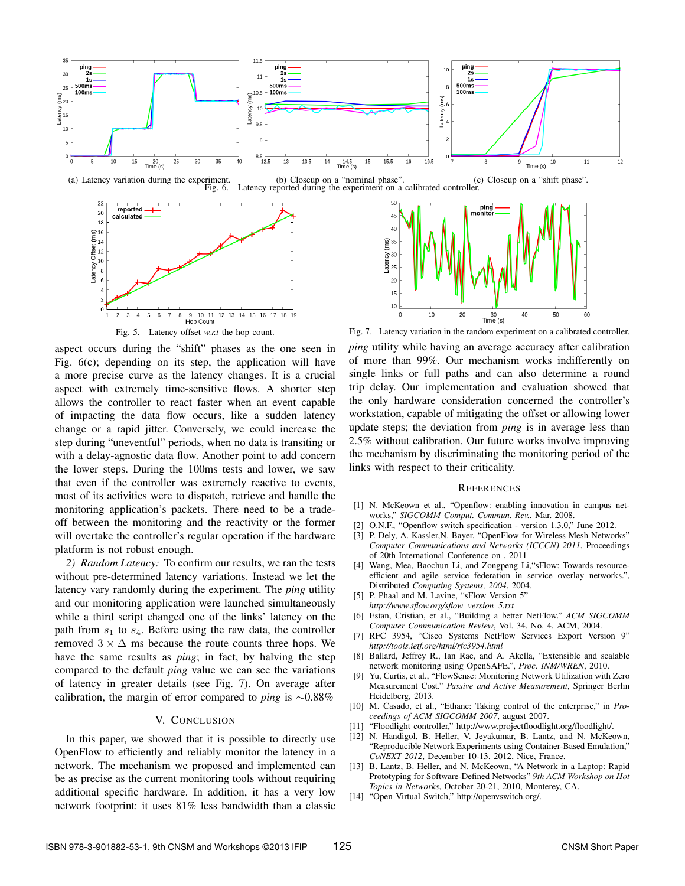ping
2s
1s
500ms
100ms

Latency (ms)

Time (s)

(a) Latency variation during the experiment.

(b) Closeup on a "nominal phase".

(c) Closeup on a "shift phase".

Fig. 6. Latency reported during the experiment on a calibrated controller.

reported
calculated

Latency Offset (ms)

Hop Count

Fig. 5. Latency offset *w.r.t* the hop count.

ping
monitor

Latency (ms)

Time (s)

Fig. 7. Latency variation in the random experiment on a calibrated controller.

aspect occurs during the "shift" phases as the one seen in Fig. 6(c); depending on its step, the application will have a more precise curve as the latency changes. It is a crucial aspect with extremely time-sensitive flows. A shorter step allows the controller to react faster when an event capable of impacting the data flow occurs, like a sudden latency change or a rapid jitter. Conversely, we could increase the step during "uneventful" periods, when no data is transiting or with a delay-agnostic data flow. Another point to add concern the lower steps. During the 100ms tests and lower, we saw that even if the controller was extremely reactive to events, most of its activities were to dispatch, retrieve and handle the monitoring application's packets. There need to be a trade-off between the monitoring and the reactivity or the former will overtake the controller's regular operation if the hardware platform is not robust enough.

*2) Random Latency:* To confirm our results, we ran the tests without pre-determined latency variations. Instead we let the latency vary randomly during the experiment. The *ping* utility and our monitoring application were launched simultaneously while a third script changed one of the links' latency on the path from $s_1$ to $s_4$. Before using the raw data, the controller removed $3 \times \Delta$ ms because the route counts three hops. We have the same results as *ping*; in fact, by halving the step compared to the default *ping* value we can see the variations of latency in greater details (see Fig. 7). On average after calibration, the margin of error compared to *ping* is $\sim$0.88%

## V. Conclusion

In this paper, we showed that it is possible to directly use OpenFlow to efficiently and reliably monitor the latency in a network. The mechanism we proposed and implemented can be as precise as the current monitoring tools without requiring additional specific hardware. In addition, it has a very low network footprint: it uses 81% less bandwidth than a classic *ping* utility while having an average accuracy after calibration of more than 99%. Our mechanism works indifferently on single links or full paths and can also determine a round trip delay. Our implementation and evaluation showed that the only hardware consideration concerned the controller's workstation, capable of mitigating the offset or allowing lower update steps; the deviation from *ping* is in average less than 2.5% without calibration. Our future works involve improving the mechanism by discriminating the monitoring period of the links with respect to their criticality.

## References

[1] N. McKeown et al., "Openflow: enabling innovation in campus networks," *SIGCOMM Comput. Commun. Rev.*, Mar. 2008.

[2] O.N.F., "Openflow switch specification - version 1.3.0," June 2012.

[3] P. Dely, A. Kassler,N. Bayer, "OpenFlow for Wireless Mesh Networks" *Computer Communications and Networks (ICCCN) 2011*, Proceedings of 20th International Conference on , 2011

[4] Wang, Mea, Baochun Li, and Zongpeng Li,"sFlow: Towards resource-efficient and agile service federation in service overlay networks.", Distributed *Computing Systems, 2004*, 2004.

[5] P. Phaal and M. Lavine, "sFlow Version 5" *http://www.sflow.org/sflow_version_5.txt*

[6] Estan, Cristian, et al., "Building a better NetFlow." *ACM SIGCOMM Computer Communication Review*, Vol. 34. No. 4. ACM, 2004.

[7] RFC 3954, "Cisco Systems NetFlow Services Export Version 9" *http://tools.ietf.org/html/rfc3954.html*

[8] Ballard, Jeffrey R., Ian Rae, and A. Akella, "Extensible and scalable network monitoring using OpenSAFE.", *Proc. INM/WREN*, 2010.

[9] Yu, Curtis, et al., "FlowSense: Monitoring Network Utilization with Zero Measurement Cost." *Passive and Active Measurement*, Springer Berlin Heidelberg, 2013.

[10] M. Casado, et al., "Ethane: Taking control of the enterprise," in *Proceedings of ACM SIGCOMM 2007*, august 2007.

[11] "Floodlight controller," http://www.projectfloodlight.org/floodlight/.

[12] N. Handigol, B. Heller, V. Jeyakumar, B. Lantz, and N. McKeown, "Reproducible Network Experiments using Container-Based Emulation," *CoNEXT 2012*, December 10-13, 2012, Nice, France.

[13] B. Lantz, B. Heller, and N. McKeown, "A Network in a Laptop: Rapid Prototyping for Software-Defined Networks" *9th ACM Workshop on Hot Topics in Networks*, October 20-21, 2010, Monterey, CA.

[14] "Open Virtual Switch," http://openvswitch.org/.